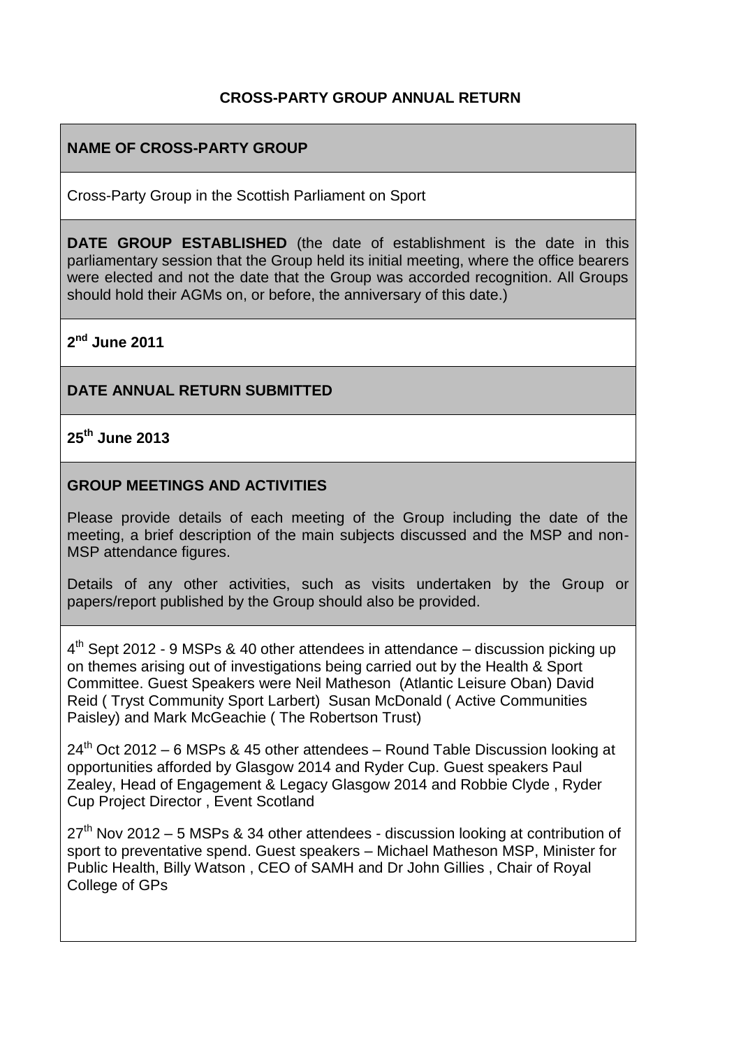# CROSS-PARTY GROUP ANNUAL RETURN

## NAME OF CROSS-PARTY GROUP

Cross-Party Group in the Scottish Parliament on Sport

**DATE GROUP ESTABLISHED** (the date of establishment is the date in this parliamentary session that the Group held its initial meeting, where the office bearers were elected and not the date that the Group was accorded recognition. All Groups should hold their AGMs on, or before, the anniversary of this date.)

**2nd June 2011**

## DATE ANNUAL RETURN SUBMITTED

**25th June 2013**

## GROUP MEETINGS AND ACTIVITIES

Please provide details of each meeting of the Group including the date of the meeting, a brief description of the main subjects discussed and the MSP and non-MSP attendance figures.

Details of any other activities, such as visits undertaken by the Group or papers/report published by the Group should also be provided.

4th Sept 2012 - 9 MSPs & 40 other attendees in attendance – discussion picking up on themes arising out of investigations being carried out by the Health & Sport Committee. Guest Speakers were Neil Matheson (Atlantic Leisure Oban) David Reid ( Tryst Community Sport Larbert) Susan McDonald ( Active Communities Paisley) and Mark McGeachie ( The Robertson Trust)

24th Oct 2012 – 6 MSPs & 45 other attendees – Round Table Discussion looking at opportunities afforded by Glasgow 2014 and Ryder Cup. Guest speakers Paul Zealey, Head of Engagement & Legacy Glasgow 2014 and Robbie Clyde , Ryder Cup Project Director , Event Scotland

27th Nov 2012 – 5 MSPs & 34 other attendees - discussion looking at contribution of sport to preventative spend. Guest speakers – Michael Matheson MSP, Minister for Public Health, Billy Watson , CEO of SAMH and Dr John Gillies , Chair of Royal College of GPs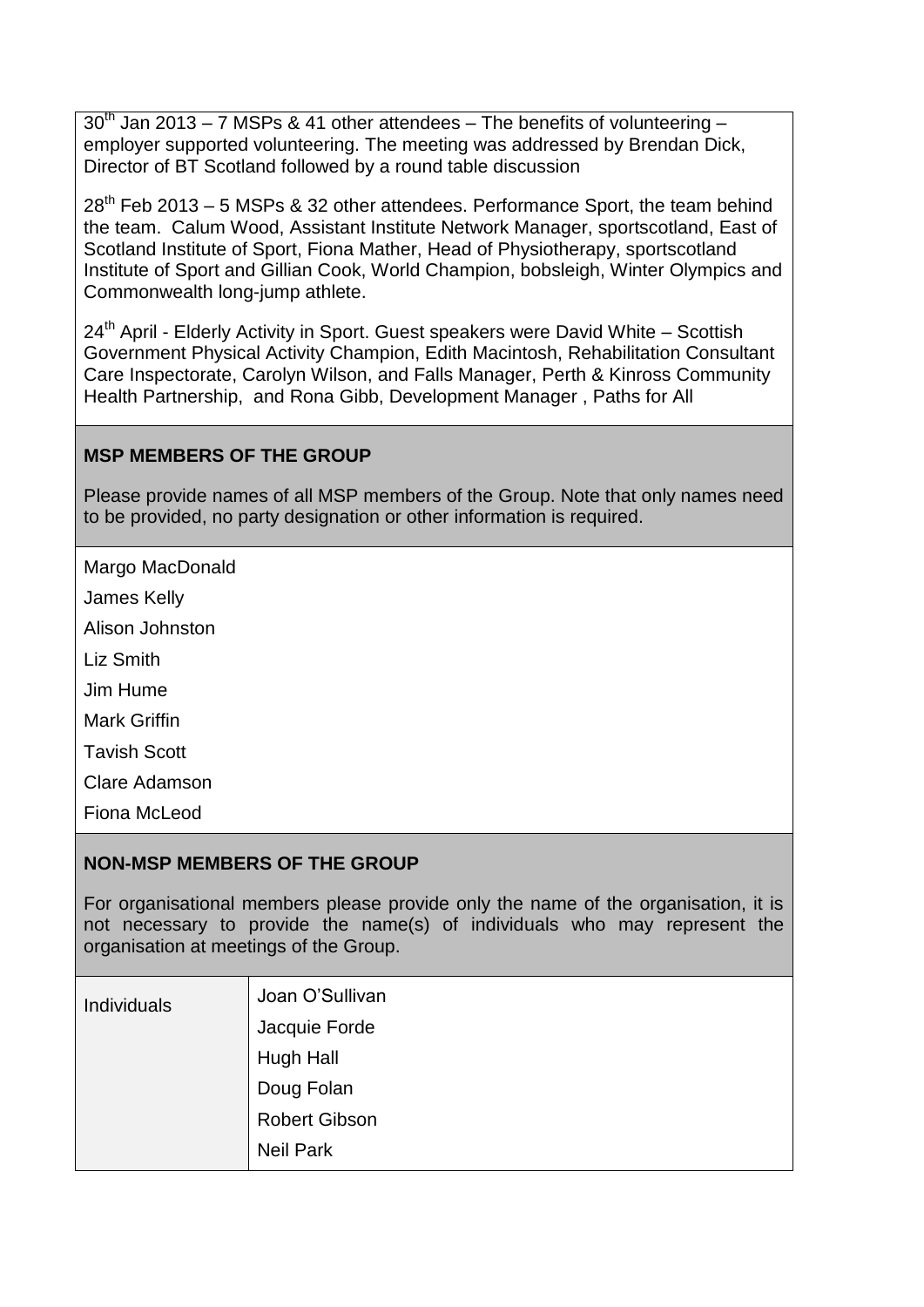30th Jan 2013 – 7 MSPs & 41 other attendees – The benefits of volunteering – employer supported volunteering. The meeting was addressed by Brendan Dick, Director of BT Scotland followed by a round table discussion

28th Feb 2013 – 5 MSPs & 32 other attendees. Performance Sport, the team behind the team. Calum Wood, Assistant Institute Network Manager, sportscotland, East of Scotland Institute of Sport, Fiona Mather, Head of Physiotherapy, sportscotland Institute of Sport and Gillian Cook, World Champion, bobsleigh, Winter Olympics and Commonwealth long-jump athlete.

24th April - Elderly Activity in Sport. Guest speakers were David White – Scottish Government Physical Activity Champion, Edith Macintosh, Rehabilitation Consultant Care Inspectorate, Carolyn Wilson, and Falls Manager, Perth & Kinross Community Health Partnership, and Rona Gibb, Development Manager , Paths for All

**MSP MEMBERS OF THE GROUP**

Please provide names of all MSP members of the Group. Note that only names need to be provided, no party designation or other information is required.

Margo MacDonald

James Kelly

Alison Johnston

Liz Smith

Jim Hume

Mark Griffin

Tavish Scott

Clare Adamson

Fiona McLeod

**NON-MSP MEMBERS OF THE GROUP**

For organisational members please provide only the name of the organisation, it is not necessary to provide the name(s) of individuals who may represent the organisation at meetings of the Group.

| | |
|---|---|
| Individuals | Joan O'Sullivan<br>Jacquie Forde<br>Hugh Hall<br>Doug Folan<br>Robert Gibson<br>Neil Park |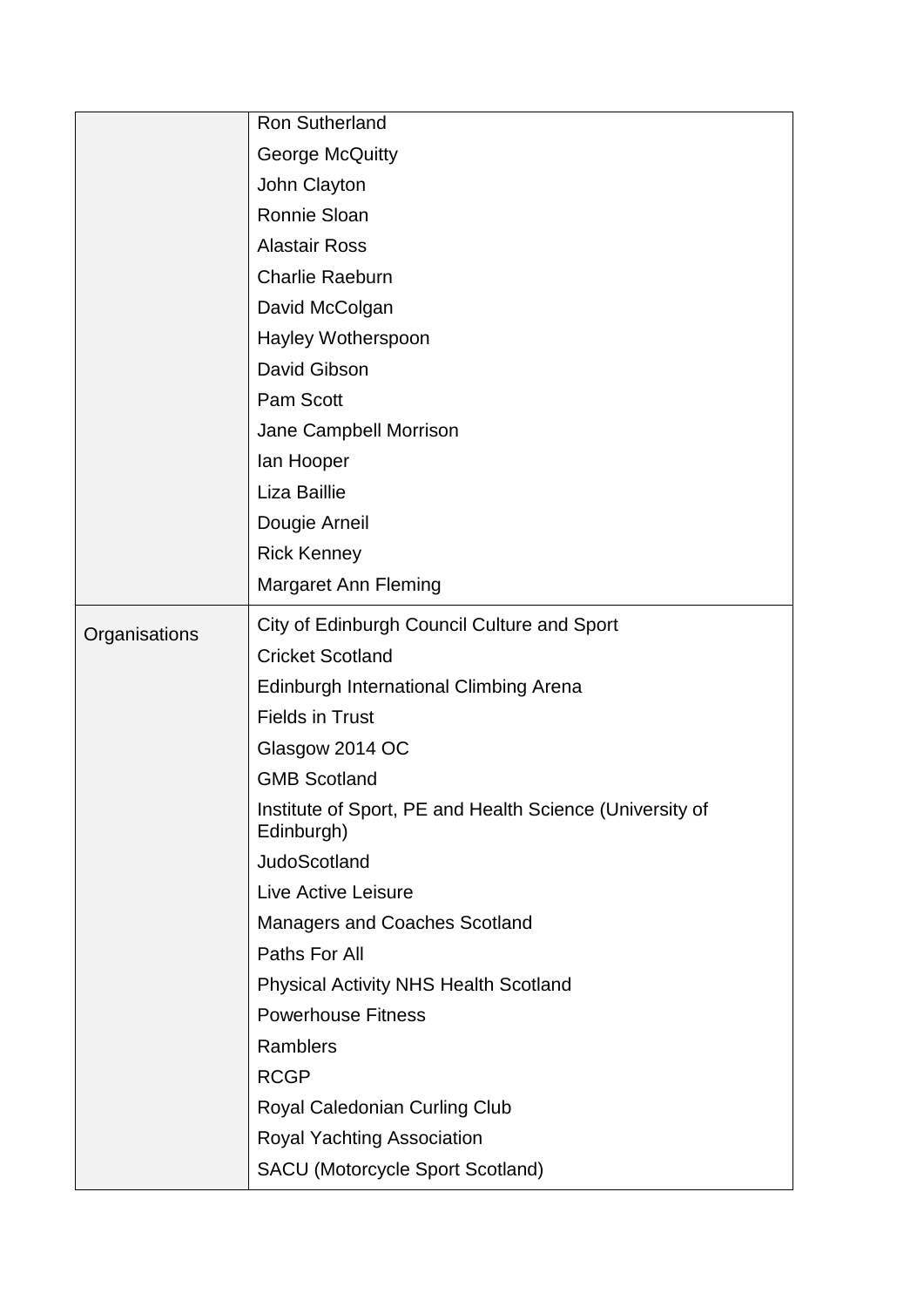| | |
|---|---|
| | Ron Sutherland |
| | George McQuitty |
| | John Clayton |
| | Ronnie Sloan |
| | Alastair Ross |
| | Charlie Raeburn |
| | David McColgan |
| | Hayley Wotherspoon |
| | David Gibson |
| | Pam Scott |
| | Jane Campbell Morrison |
| | Ian Hooper |
| | Liza Baillie |
| | Dougie Arneil |
| | Rick Kenney |
| | Margaret Ann Fleming |
| Organisations | City of Edinburgh Council Culture and Sport |
| | Cricket Scotland |
| | Edinburgh International Climbing Arena |
| | Fields in Trust |
| | Glasgow 2014 OC |
| | GMB Scotland |
| | Institute of Sport, PE and Health Science (University of Edinburgh) |
| | JudoScotland |
| | Live Active Leisure |
| | Managers and Coaches Scotland |
| | Paths For All |
| | Physical Activity NHS Health Scotland |
| | Powerhouse Fitness |
| | Ramblers |
| | RCGP |
| | Royal Caledonian Curling Club |
| | Royal Yachting Association |
| | SACU (Motorcycle Sport Scotland) |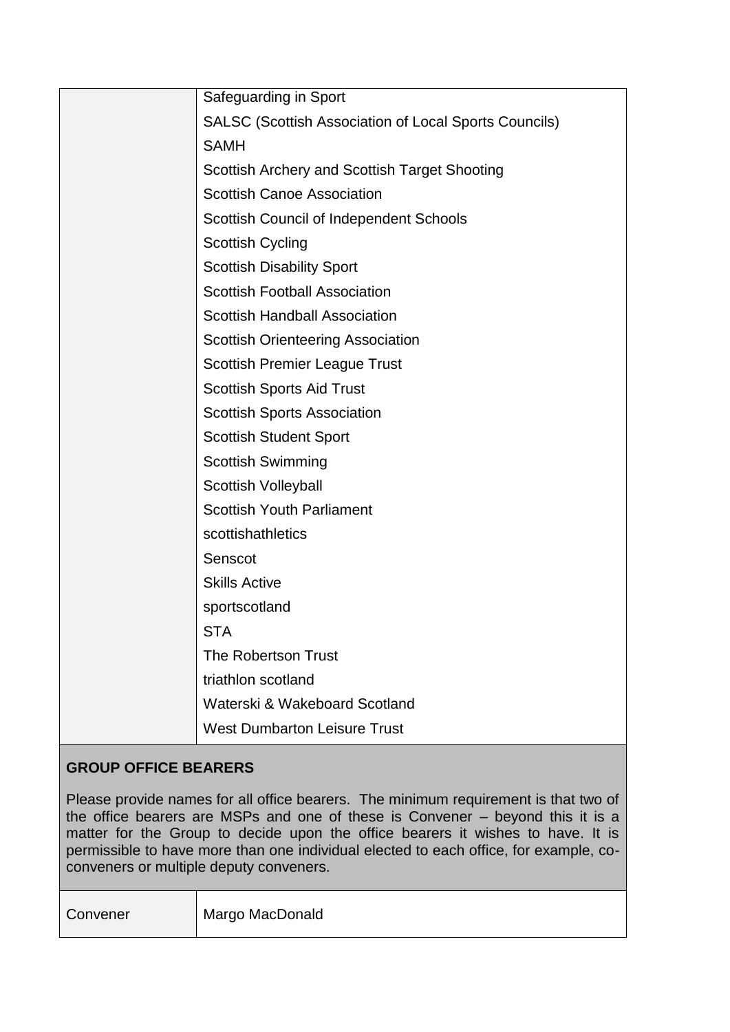|  |  |
| --- | --- |
|  | Safeguarding in Sport<br>SALSC (Scottish Association of Local Sports Councils)<br>SAMH<br>Scottish Archery and Scottish Target Shooting<br>Scottish Canoe Association<br>Scottish Council of Independent Schools<br>Scottish Cycling<br>Scottish Disability Sport<br>Scottish Football Association<br>Scottish Handball Association<br>Scottish Orienteering Association<br>Scottish Premier League Trust<br>Scottish Sports Aid Trust<br>Scottish Sports Association<br>Scottish Student Sport<br>Scottish Swimming<br>Scottish Volleyball<br>Scottish Youth Parliament<br>scottishathletics<br>Senscot<br>Skills Active<br>sportscotland<br>STA<br>The Robertson Trust<br>triathlon scotland<br>Waterski & Wakeboard Scotland<br>West Dumbarton Leisure Trust |

**GROUP OFFICE BEARERS**

Please provide names for all office bearers. The minimum requirement is that two of the office bearers are MSPs and one of these is Convener – beyond this it is a matter for the Group to decide upon the office bearers it wishes to have. It is permissible to have more than one individual elected to each office, for example, co-conveners or multiple deputy conveners.

|  |  |
| --- | --- |
| Convener | Margo MacDonald |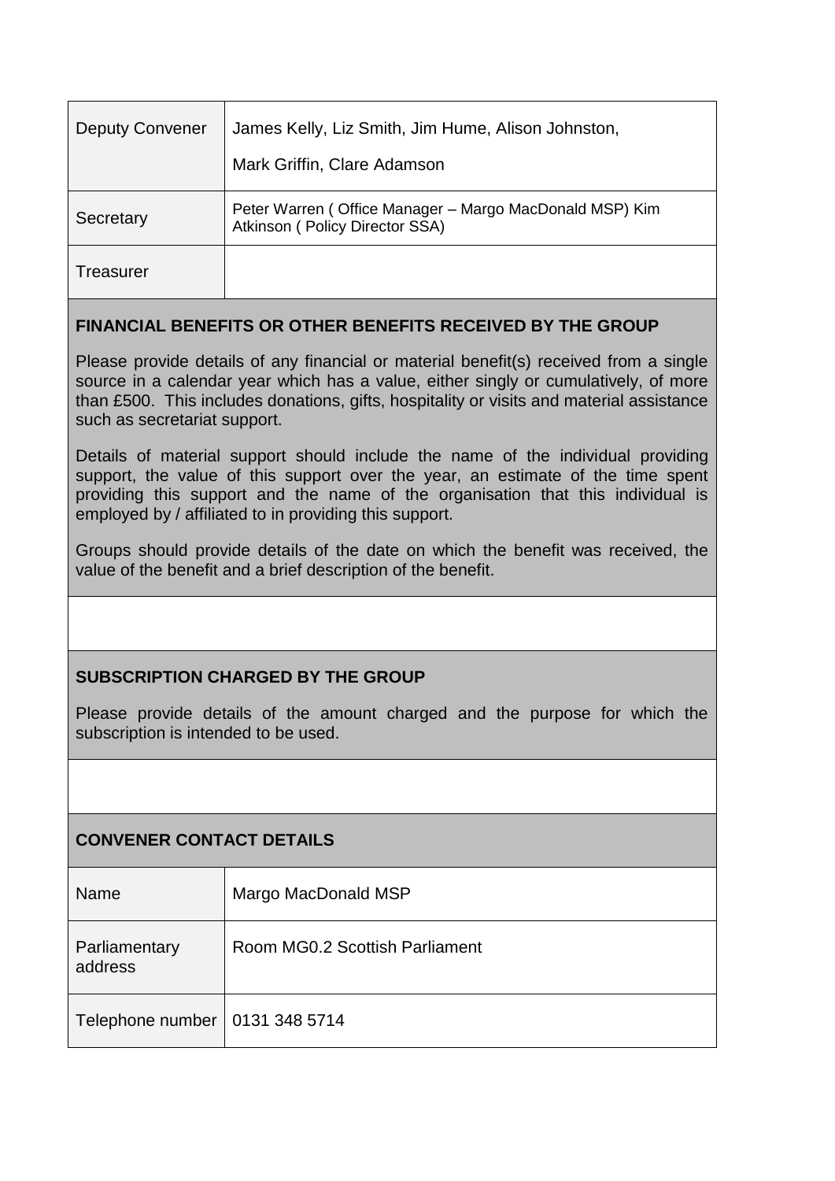| | |
|---|---|
| Deputy Convener | James Kelly, Liz Smith, Jim Hume, Alison Johnston,<br><br>Mark Griffin, Clare Adamson |
| Secretary | Peter Warren ( Office Manager – Margo MacDonald MSP) Kim Atkinson ( Policy Director SSA) |
| Treasurer | |

**FINANCIAL BENEFITS OR OTHER BENEFITS RECEIVED BY THE GROUP**

Please provide details of any financial or material benefit(s) received from a single source in a calendar year which has a value, either singly or cumulatively, of more than £500. This includes donations, gifts, hospitality or visits and material assistance such as secretariat support.

Details of material support should include the name of the individual providing support, the value of this support over the year, an estimate of the time spent providing this support and the name of the organisation that this individual is employed by / affiliated to in providing this support.

Groups should provide details of the date on which the benefit was received, the value of the benefit and a brief description of the benefit.

**SUBSCRIPTION CHARGED BY THE GROUP**

Please provide details of the amount charged and the purpose for which the subscription is intended to be used.

**CONVENER CONTACT DETAILS**

| | |
|---|---|
| Name | Margo MacDonald MSP |
| Parliamentary address | Room MG0.2 Scottish Parliament |
| Telephone number | 0131 348 5714 |